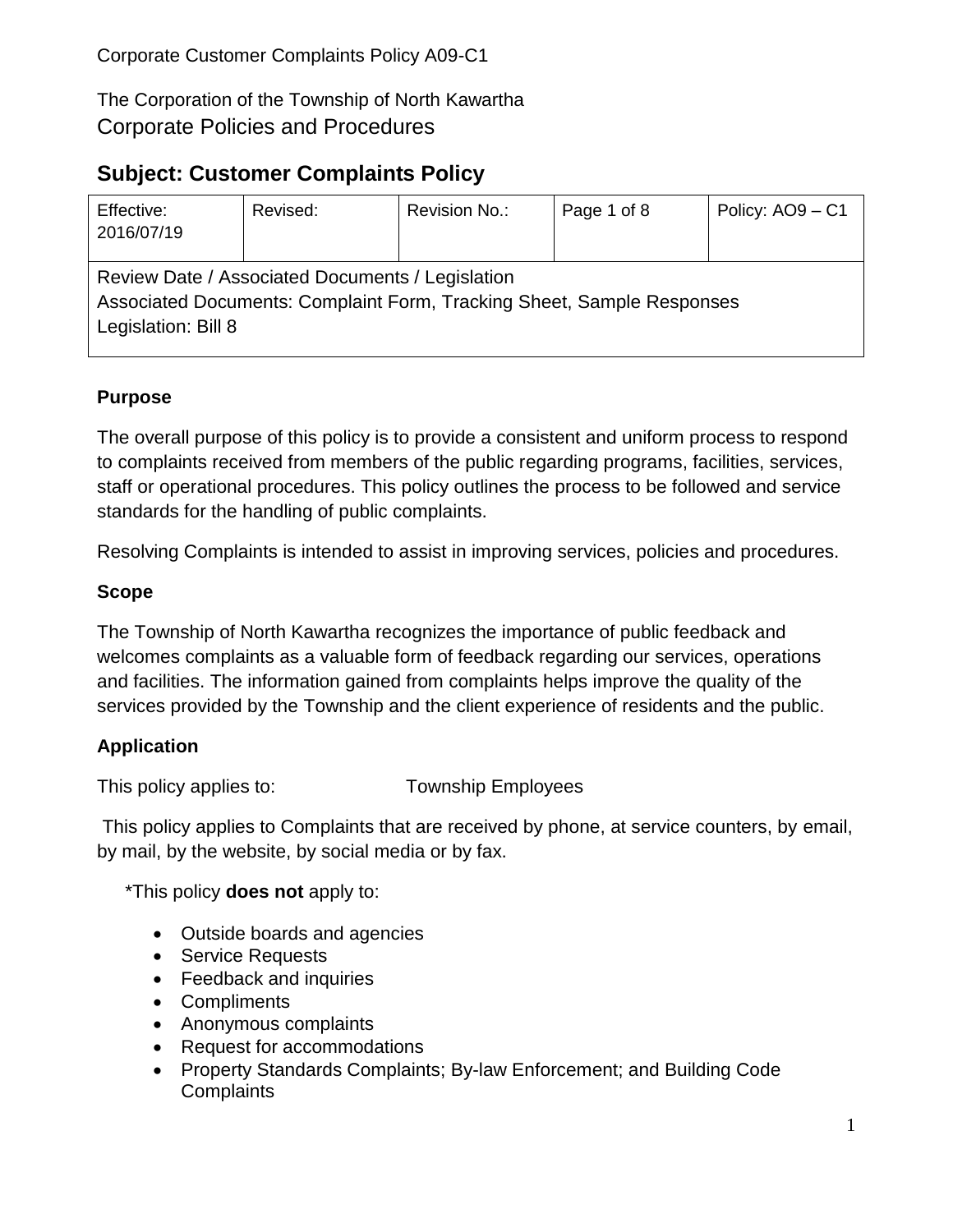Corporate Customer Complaints Policy A09-C1

The Corporation of the Township of North Kawartha
Corporate Policies and Procedures

## Subject: Customer Complaints Policy

| Effective: 2016/07/19 | Revised: | Revision No.: | Page 1 of 8 | Policy: AO9 – C1 |
|---|---|---|---|---|
| Review Date / Associated Documents / Legislation<br>Associated Documents: Complaint Form, Tracking Sheet, Sample Responses<br>Legislation: Bill 8 | | | | |

### Purpose

The overall purpose of this policy is to provide a consistent and uniform process to respond to complaints received from members of the public regarding programs, facilities, services, staff or operational procedures. This policy outlines the process to be followed and service standards for the handling of public complaints.

Resolving Complaints is intended to assist in improving services, policies and procedures.

### Scope

The Township of North Kawartha recognizes the importance of public feedback and welcomes complaints as a valuable form of feedback regarding our services, operations and facilities. The information gained from complaints helps improve the quality of the services provided by the Township and the client experience of residents and the public.

### Application

This policy applies to: Township Employees

This policy applies to Complaints that are received by phone, at service counters, by email, by mail, by the website, by social media or by fax.

*This policy **does not** apply to:

- Outside boards and agencies
- Service Requests
- Feedback and inquiries
- Compliments
- Anonymous complaints
- Request for accommodations
- Property Standards Complaints; By-law Enforcement; and Building Code Complaints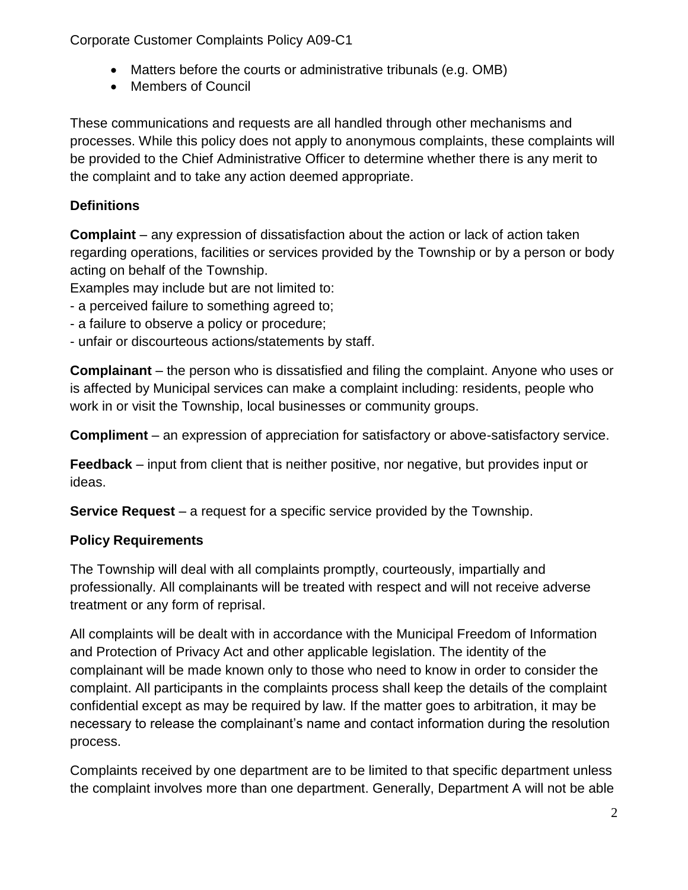- Matters before the courts or administrative tribunals (e.g. OMB)
- Members of Council

These communications and requests are all handled through other mechanisms and processes. While this policy does not apply to anonymous complaints, these complaints will be provided to the Chief Administrative Officer to determine whether there is any merit to the complaint and to take any action deemed appropriate.

**Definitions**

**Complaint** – any expression of dissatisfaction about the action or lack of action taken regarding operations, facilities or services provided by the Township or by a person or body acting on behalf of the Township.
Examples may include but are not limited to:
- a perceived failure to something agreed to;
- a failure to observe a policy or procedure;
- unfair or discourteous actions/statements by staff.

**Complainant** – the person who is dissatisfied and filing the complaint. Anyone who uses or is affected by Municipal services can make a complaint including: residents, people who work in or visit the Township, local businesses or community groups.

**Compliment** – an expression of appreciation for satisfactory or above-satisfactory service.

**Feedback** – input from client that is neither positive, nor negative, but provides input or ideas.

**Service Request** – a request for a specific service provided by the Township.

**Policy Requirements**

The Township will deal with all complaints promptly, courteously, impartially and professionally. All complainants will be treated with respect and will not receive adverse treatment or any form of reprisal.

All complaints will be dealt with in accordance with the Municipal Freedom of Information and Protection of Privacy Act and other applicable legislation. The identity of the complainant will be made known only to those who need to know in order to consider the complaint. All participants in the complaints process shall keep the details of the complaint confidential except as may be required by law. If the matter goes to arbitration, it may be necessary to release the complainant's name and contact information during the resolution process.

Complaints received by one department are to be limited to that specific department unless the complaint involves more than one department. Generally, Department A will not be able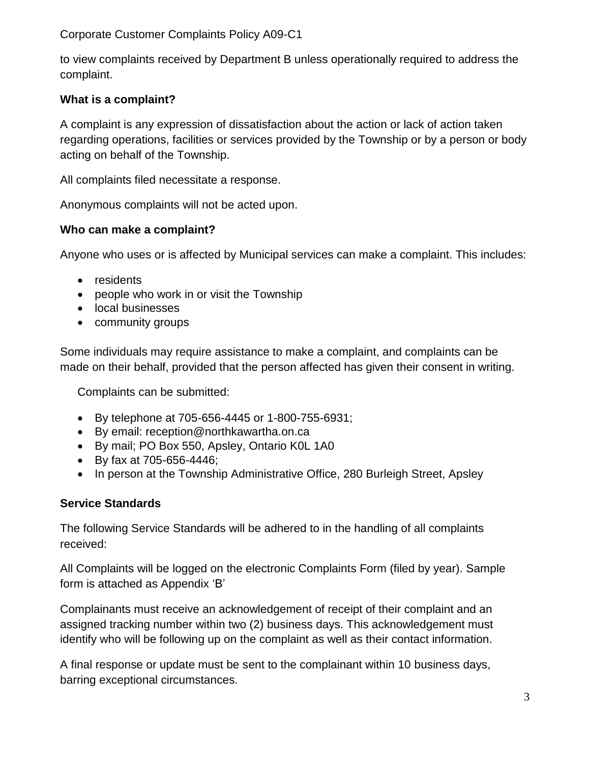to view complaints received by Department B unless operationally required to address the complaint.

### What is a complaint?

A complaint is any expression of dissatisfaction about the action or lack of action taken regarding operations, facilities or services provided by the Township or by a person or body acting on behalf of the Township.

All complaints filed necessitate a response.

Anonymous complaints will not be acted upon.

### Who can make a complaint?

Anyone who uses or is affected by Municipal services can make a complaint. This includes:

- residents
- people who work in or visit the Township
- local businesses
- community groups

Some individuals may require assistance to make a complaint, and complaints can be made on their behalf, provided that the person affected has given their consent in writing.

Complaints can be submitted:

- By telephone at 705-656-4445 or 1-800-755-6931;
- By email: reception@northkawartha.on.ca
- By mail; PO Box 550, Apsley, Ontario K0L 1A0
- By fax at 705-656-4446;
- In person at the Township Administrative Office, 280 Burleigh Street, Apsley

### Service Standards

The following Service Standards will be adhered to in the handling of all complaints received:

All Complaints will be logged on the electronic Complaints Form (filed by year). Sample form is attached as Appendix 'B'

Complainants must receive an acknowledgement of receipt of their complaint and an assigned tracking number within two (2) business days. This acknowledgement must identify who will be following up on the complaint as well as their contact information.

A final response or update must be sent to the complainant within 10 business days, barring exceptional circumstances.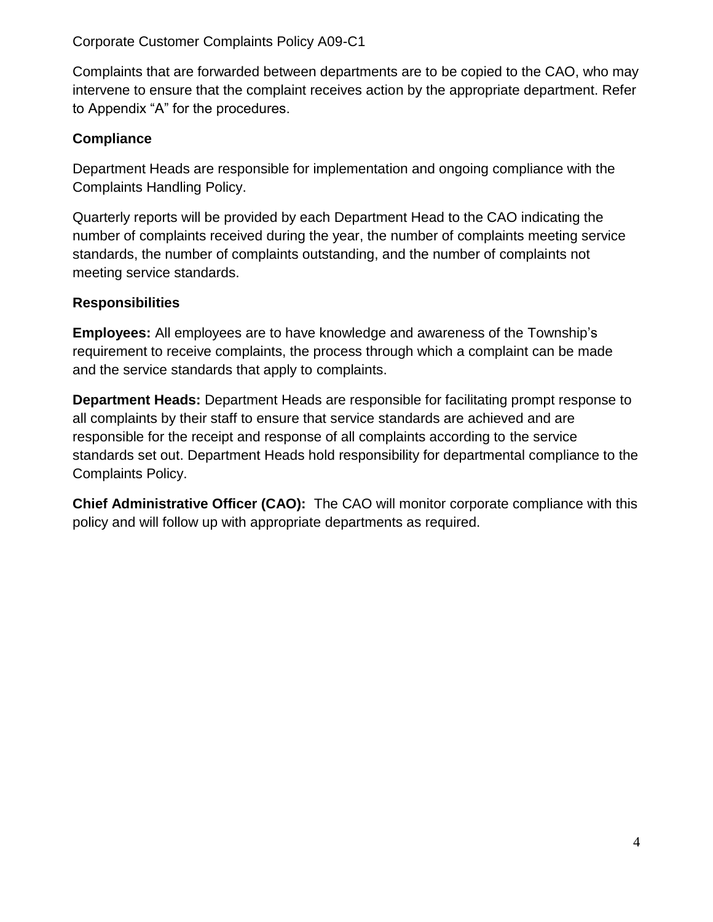Complaints that are forwarded between departments are to be copied to the CAO, who may intervene to ensure that the complaint receives action by the appropriate department. Refer to Appendix "A" for the procedures.

## Compliance

Department Heads are responsible for implementation and ongoing compliance with the Complaints Handling Policy.

Quarterly reports will be provided by each Department Head to the CAO indicating the number of complaints received during the year, the number of complaints meeting service standards, the number of complaints outstanding, and the number of complaints not meeting service standards.

## Responsibilities

**Employees:** All employees are to have knowledge and awareness of the Township's requirement to receive complaints, the process through which a complaint can be made and the service standards that apply to complaints.

**Department Heads:** Department Heads are responsible for facilitating prompt response to all complaints by their staff to ensure that service standards are achieved and are responsible for the receipt and response of all complaints according to the service standards set out. Department Heads hold responsibility for departmental compliance to the Complaints Policy.

**Chief Administrative Officer (CAO):** The CAO will monitor corporate compliance with this policy and will follow up with appropriate departments as required.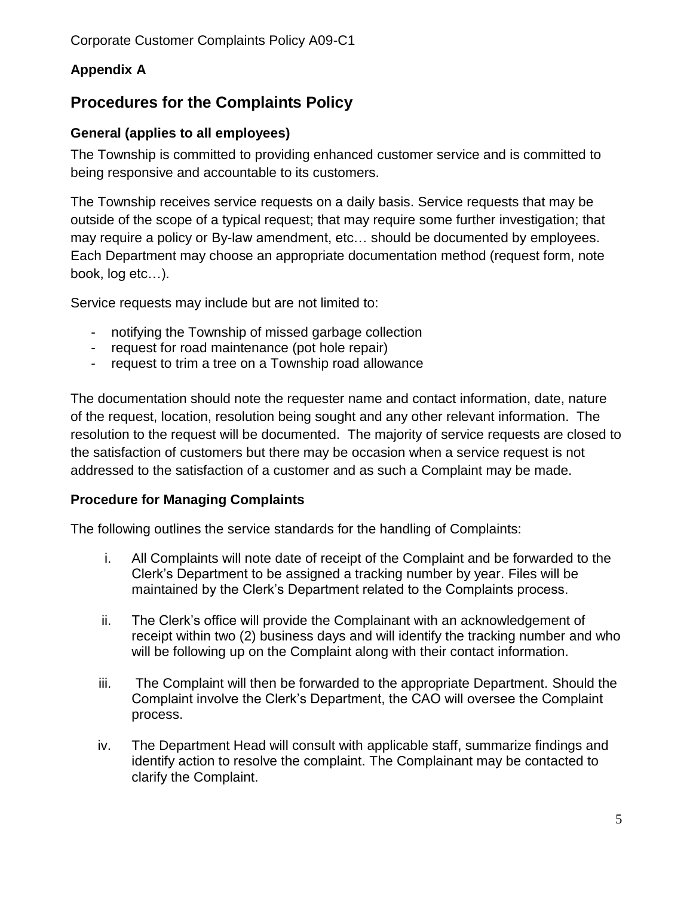## Appendix A

# Procedures for the Complaints Policy

### General (applies to all employees)

The Township is committed to providing enhanced customer service and is committed to being responsive and accountable to its customers.

The Township receives service requests on a daily basis. Service requests that may be outside of the scope of a typical request; that may require some further investigation; that may require a policy or By-law amendment, etc… should be documented by employees. Each Department may choose an appropriate documentation method (request form, note book, log etc…).

Service requests may include but are not limited to:

- notifying the Township of missed garbage collection
- request for road maintenance (pot hole repair)
- request to trim a tree on a Township road allowance

The documentation should note the requester name and contact information, date, nature of the request, location, resolution being sought and any other relevant information. The resolution to the request will be documented. The majority of service requests are closed to the satisfaction of customers but there may be occasion when a service request is not addressed to the satisfaction of a customer and as such a Complaint may be made.

### Procedure for Managing Complaints

The following outlines the service standards for the handling of Complaints:

i. All Complaints will note date of receipt of the Complaint and be forwarded to the Clerk's Department to be assigned a tracking number by year. Files will be maintained by the Clerk's Department related to the Complaints process.

ii. The Clerk's office will provide the Complainant with an acknowledgement of receipt within two (2) business days and will identify the tracking number and who will be following up on the Complaint along with their contact information.

iii. The Complaint will then be forwarded to the appropriate Department. Should the Complaint involve the Clerk's Department, the CAO will oversee the Complaint process.

iv. The Department Head will consult with applicable staff, summarize findings and identify action to resolve the complaint. The Complainant may be contacted to clarify the Complaint.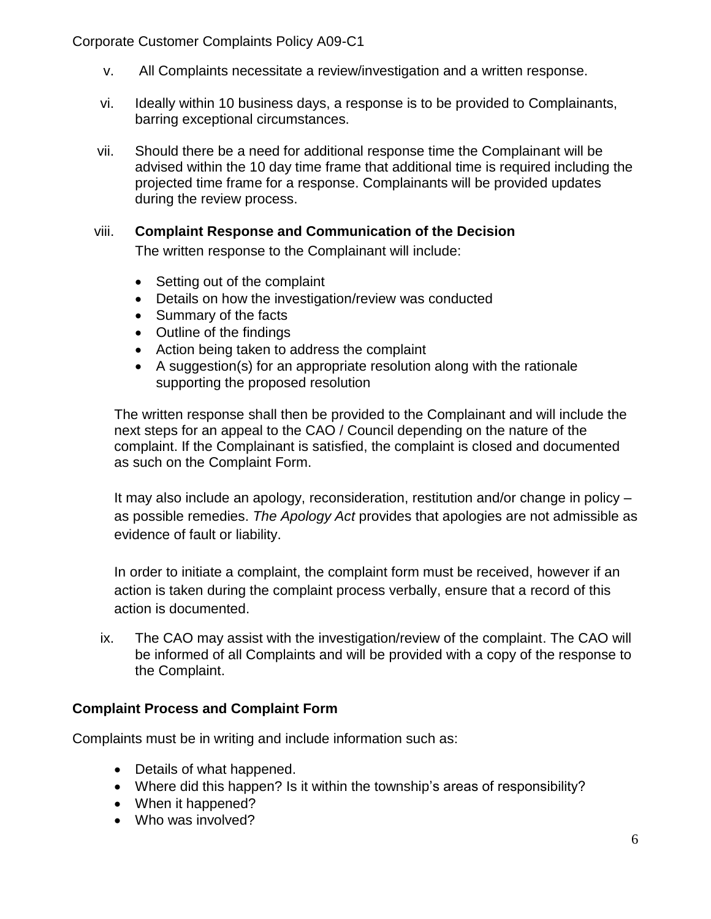v. All Complaints necessitate a review/investigation and a written response.

vi. Ideally within 10 business days, a response is to be provided to Complainants, barring exceptional circumstances.

vii. Should there be a need for additional response time the Complainant will be advised within the 10 day time frame that additional time is required including the projected time frame for a response. Complainants will be provided updates during the review process.

viii. **Complaint Response and Communication of the Decision**

The written response to the Complainant will include:

- Setting out of the complaint
- Details on how the investigation/review was conducted
- Summary of the facts
- Outline of the findings
- Action being taken to address the complaint
- A suggestion(s) for an appropriate resolution along with the rationale supporting the proposed resolution

The written response shall then be provided to the Complainant and will include the next steps for an appeal to the CAO / Council depending on the nature of the complaint. If the Complainant is satisfied, the complaint is closed and documented as such on the Complaint Form.

It may also include an apology, reconsideration, restitution and/or change in policy – as possible remedies. *The Apology Act* provides that apologies are not admissible as evidence of fault or liability.

In order to initiate a complaint, the complaint form must be received, however if an action is taken during the complaint process verbally, ensure that a record of this action is documented.

ix. The CAO may assist with the investigation/review of the complaint. The CAO will be informed of all Complaints and will be provided with a copy of the response to the Complaint.

**Complaint Process and Complaint Form**

Complaints must be in writing and include information such as:

- Details of what happened.
- Where did this happen? Is it within the township's areas of responsibility?
- When it happened?
- Who was involved?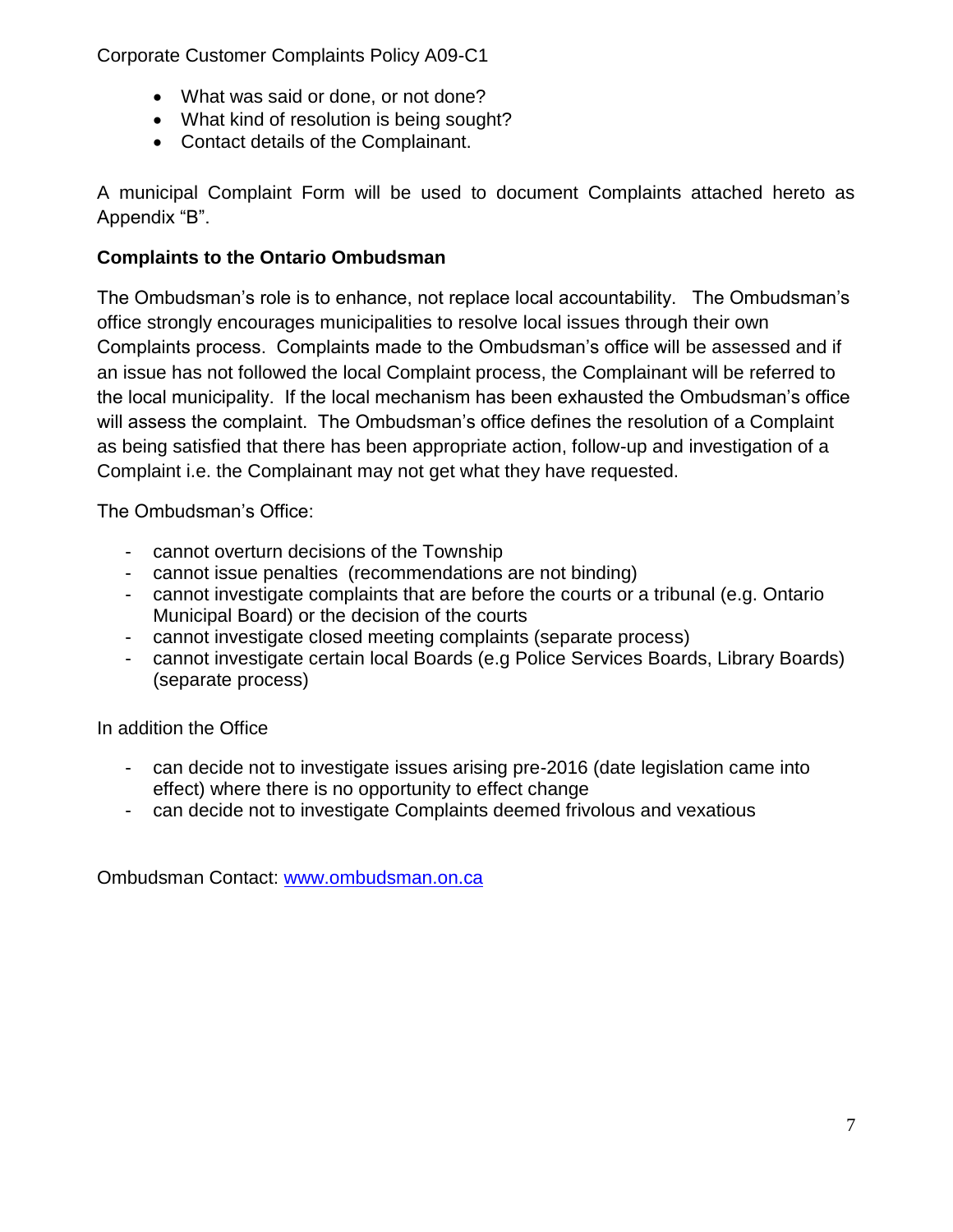- What was said or done, or not done?
- What kind of resolution is being sought?
- Contact details of the Complainant.

A municipal Complaint Form will be used to document Complaints attached hereto as Appendix "B".

**Complaints to the Ontario Ombudsman**

The Ombudsman's role is to enhance, not replace local accountability. The Ombudsman's office strongly encourages municipalities to resolve local issues through their own Complaints process. Complaints made to the Ombudsman's office will be assessed and if an issue has not followed the local Complaint process, the Complainant will be referred to the local municipality. If the local mechanism has been exhausted the Ombudsman's office will assess the complaint. The Ombudsman's office defines the resolution of a Complaint as being satisfied that there has been appropriate action, follow-up and investigation of a Complaint i.e. the Complainant may not get what they have requested.

The Ombudsman's Office:

- cannot overturn decisions of the Township
- cannot issue penalties (recommendations are not binding)
- cannot investigate complaints that are before the courts or a tribunal (e.g. Ontario Municipal Board) or the decision of the courts
- cannot investigate closed meeting complaints (separate process)
- cannot investigate certain local Boards (e.g Police Services Boards, Library Boards) (separate process)

In addition the Office

- can decide not to investigate issues arising pre-2016 (date legislation came into effect) where there is no opportunity to effect change
- can decide not to investigate Complaints deemed frivolous and vexatious

Ombudsman Contact: [www.ombudsman.on.ca](http://www.ombudsman.on.ca)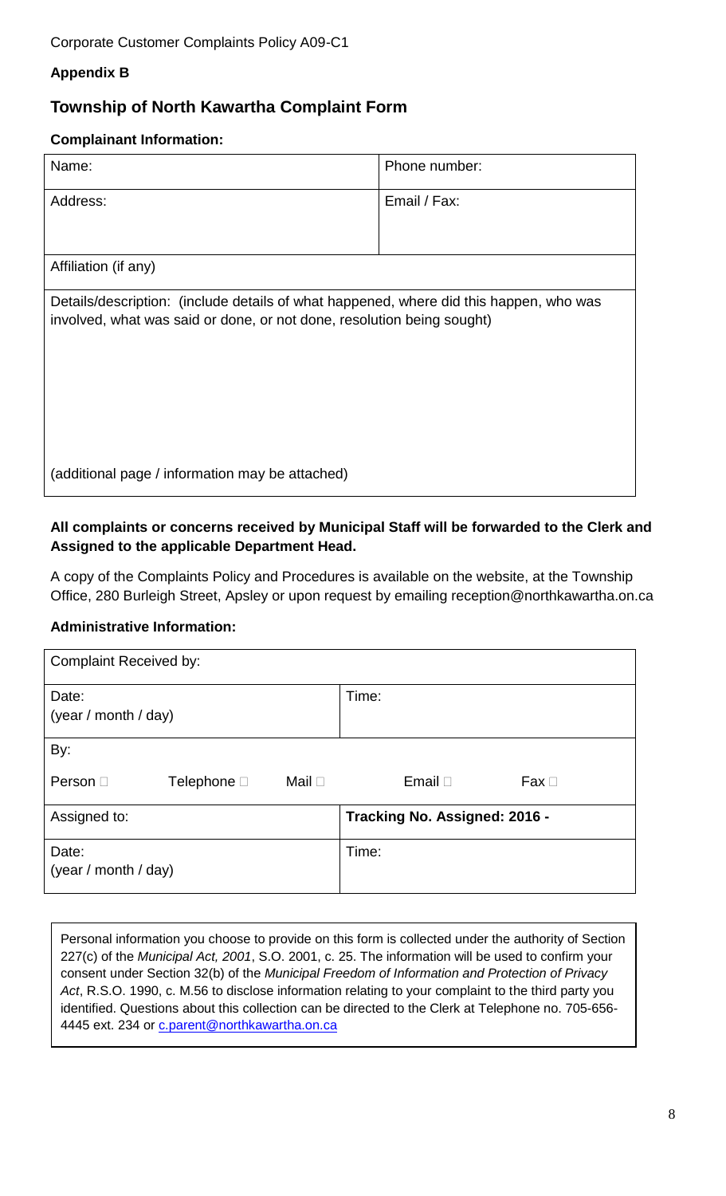Corporate Customer Complaints Policy A09-C1

**Appendix B**

## Township of North Kawartha Complaint Form

**Complainant Information:**

| | |
|---|---|
| Name: | Phone number: |
| Address: | Email / Fax: |
| Affiliation (if any) | |
| Details/description: (include details of what happened, where did this happen, who was involved, what was said or done, or not done, resolution being sought)<br><br>(additional page / information may be attached) | |

**All complaints or concerns received by Municipal Staff will be forwarded to the Clerk and Assigned to the applicable Department Head.**

A copy of the Complaints Policy and Procedures is available on the website, at the Township Office, 280 Burleigh Street, Apsley or upon request by emailing reception@northkawartha.on.ca

**Administrative Information:**

| | |
|---|---|
| Complaint Received by: | |
| Date: (year / month / day) | Time: |
| By: Person ☐ Telephone ☐ Mail ☐ | Email ☐ Fax ☐ |
| Assigned to: | **Tracking No. Assigned: 2016 -** |
| Date: (year / month / day) | Time: |

Personal information you choose to provide on this form is collected under the authority of Section 227(c) of the *Municipal Act, 2001*, S.O. 2001, c. 25. The information will be used to confirm your consent under Section 32(b) of the *Municipal Freedom of Information and Protection of Privacy Act*, R.S.O. 1990, c. M.56 to disclose information relating to your complaint to the third party you identified. Questions about this collection can be directed to the Clerk at Telephone no. 705-656-4445 ext. 234 or c.parent@northkawartha.on.ca